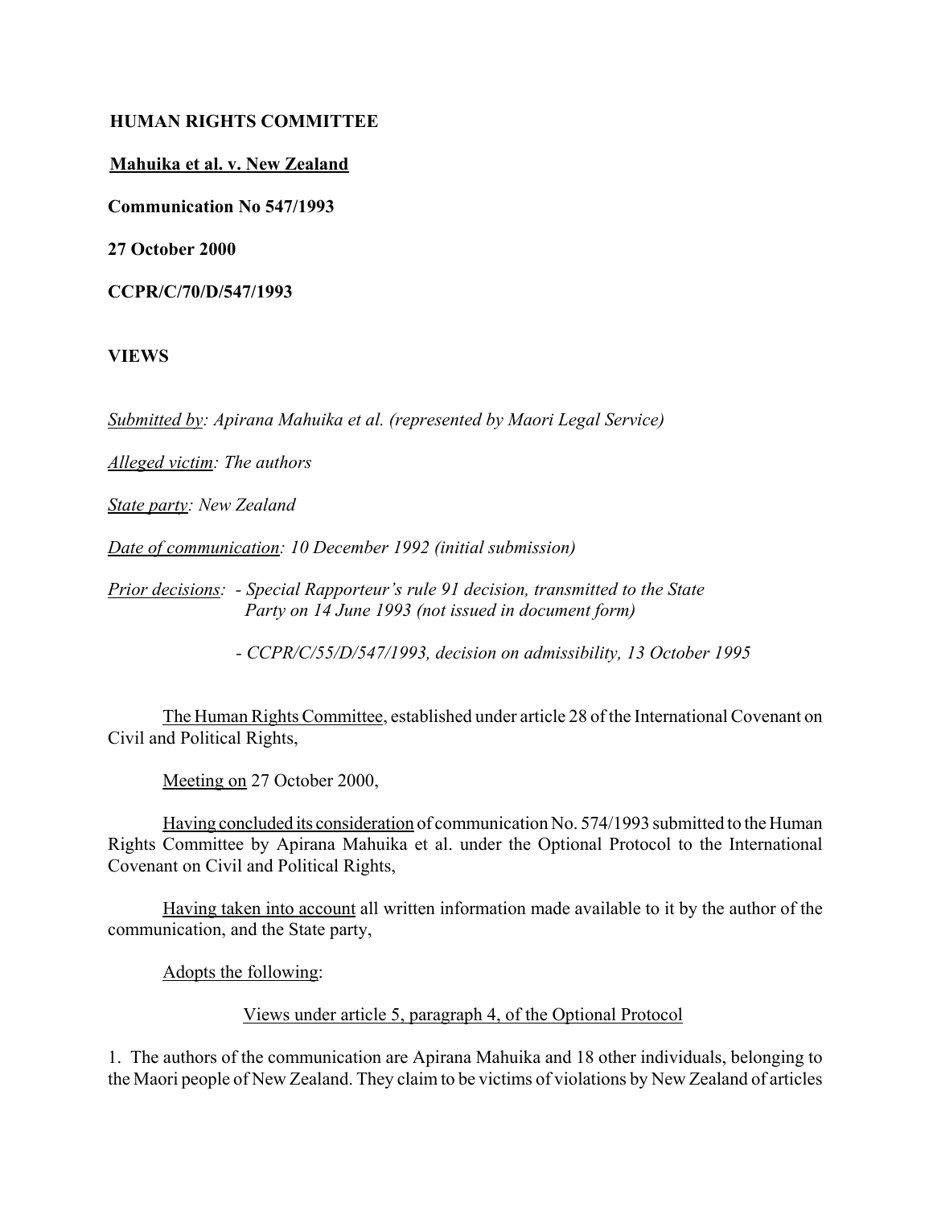**HUMAN RIGHTS COMMITTEE**

**Mahuika et al. v. New Zealand**

**Communication No 547/1993**

**27 October 2000**

**CCPR/C/70/D/547/1993**

**VIEWS**

*Submitted by: Apirana Mahuika et al. (represented by Maori Legal Service)*

*Alleged victim: The authors*

*State party: New Zealand*

*Date of communication: 10 December 1992 (initial submission)*

*Prior decisions: - Special Rapporteur's rule 91 decision, transmitted to the State Party on 14 June 1993 (not issued in document form)*

*- CCPR/C/55/D/547/1993, decision on admissibility, 13 October 1995*

The Human Rights Committee, established under article 28 of the International Covenant on Civil and Political Rights,

Meeting on 27 October 2000,

Having concluded its consideration of communication No. 574/1993 submitted to the Human Rights Committee by Apirana Mahuika et al. under the Optional Protocol to the International Covenant on Civil and Political Rights,

Having taken into account all written information made available to it by the author of the communication, and the State party,

Adopts the following:

Views under article 5, paragraph 4, of the Optional Protocol

1. The authors of the communication are Apirana Mahuika and 18 other individuals, belonging to the Maori people of New Zealand. They claim to be victims of violations by New Zealand of articles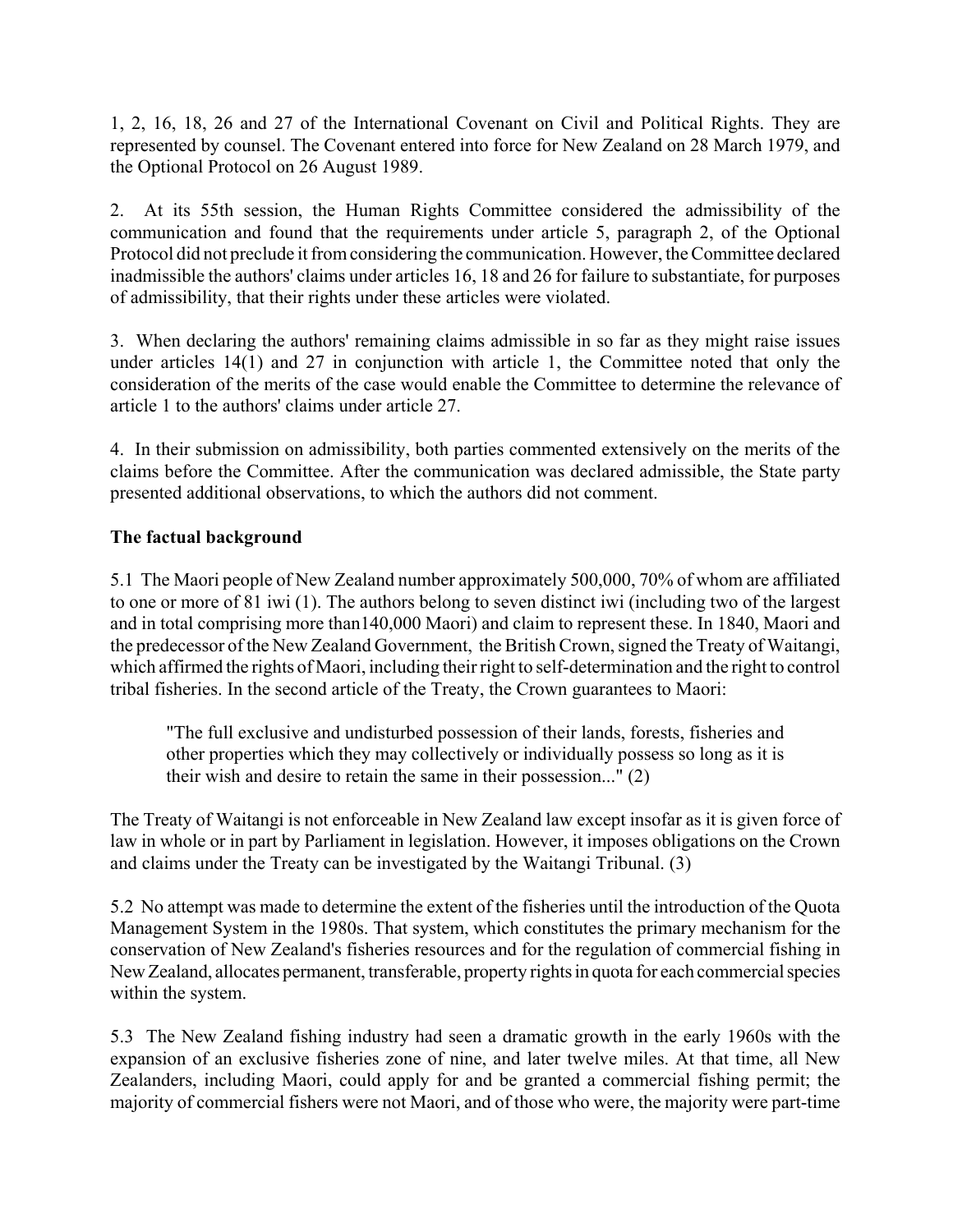1, 2, 16, 18, 26 and 27 of the International Covenant on Civil and Political Rights. They are represented by counsel. The Covenant entered into force for New Zealand on 28 March 1979, and the Optional Protocol on 26 August 1989.

2. At its 55th session, the Human Rights Committee considered the admissibility of the communication and found that the requirements under article 5, paragraph 2, of the Optional Protocol did not preclude it from considering the communication. However, the Committee declared inadmissible the authors' claims under articles 16, 18 and 26 for failure to substantiate, for purposes of admissibility, that their rights under these articles were violated.

3. When declaring the authors' remaining claims admissible in so far as they might raise issues under articles 14(1) and 27 in conjunction with article 1, the Committee noted that only the consideration of the merits of the case would enable the Committee to determine the relevance of article 1 to the authors' claims under article 27.

4. In their submission on admissibility, both parties commented extensively on the merits of the claims before the Committee. After the communication was declared admissible, the State party presented additional observations, to which the authors did not comment.

**The factual background**

5.1 The Maori people of New Zealand number approximately 500,000, 70% of whom are affiliated to one or more of 81 iwi (1). The authors belong to seven distinct iwi (including two of the largest and in total comprising more than140,000 Maori) and claim to represent these. In 1840, Maori and the predecessor of the New Zealand Government, the British Crown, signed the Treaty of Waitangi, which affirmed the rights of Maori, including their right to self-determination and the right to control tribal fisheries. In the second article of the Treaty, the Crown guarantees to Maori:

> "The full exclusive and undisturbed possession of their lands, forests, fisheries and other properties which they may collectively or individually possess so long as it is their wish and desire to retain the same in their possession..." (2)

The Treaty of Waitangi is not enforceable in New Zealand law except insofar as it is given force of law in whole or in part by Parliament in legislation. However, it imposes obligations on the Crown and claims under the Treaty can be investigated by the Waitangi Tribunal. (3)

5.2 No attempt was made to determine the extent of the fisheries until the introduction of the Quota Management System in the 1980s. That system, which constitutes the primary mechanism for the conservation of New Zealand's fisheries resources and for the regulation of commercial fishing in New Zealand, allocates permanent, transferable, property rights in quota for each commercial species within the system.

5.3 The New Zealand fishing industry had seen a dramatic growth in the early 1960s with the expansion of an exclusive fisheries zone of nine, and later twelve miles. At that time, all New Zealanders, including Maori, could apply for and be granted a commercial fishing permit; the majority of commercial fishers were not Maori, and of those who were, the majority were part-time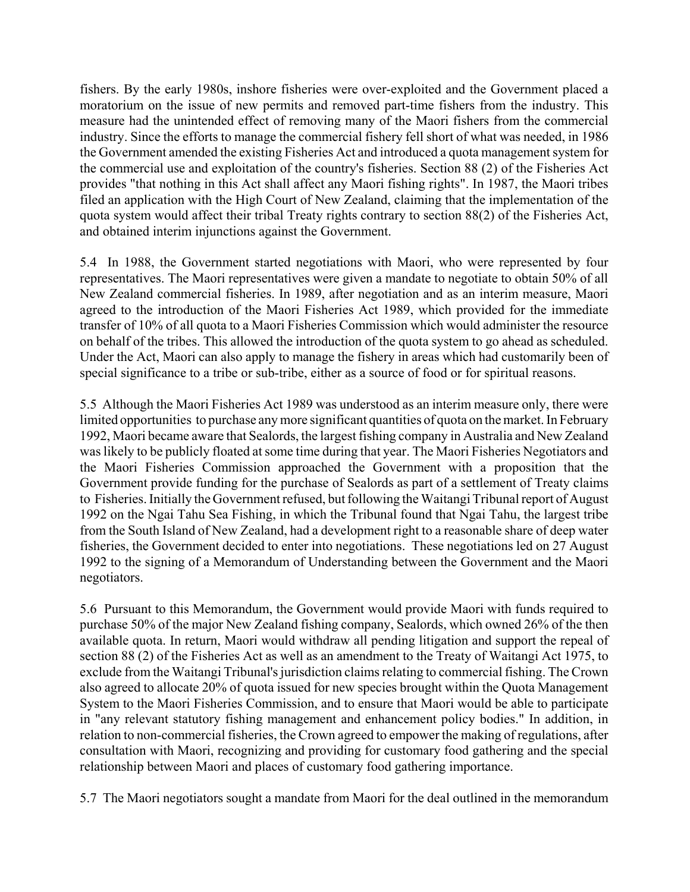fishers. By the early 1980s, inshore fisheries were over-exploited and the Government placed a moratorium on the issue of new permits and removed part-time fishers from the industry. This measure had the unintended effect of removing many of the Maori fishers from the commercial industry. Since the efforts to manage the commercial fishery fell short of what was needed, in 1986 the Government amended the existing Fisheries Act and introduced a quota management system for the commercial use and exploitation of the country's fisheries. Section 88 (2) of the Fisheries Act provides "that nothing in this Act shall affect any Maori fishing rights". In 1987, the Maori tribes filed an application with the High Court of New Zealand, claiming that the implementation of the quota system would affect their tribal Treaty rights contrary to section 88(2) of the Fisheries Act, and obtained interim injunctions against the Government.

5.4 In 1988, the Government started negotiations with Maori, who were represented by four representatives. The Maori representatives were given a mandate to negotiate to obtain 50% of all New Zealand commercial fisheries. In 1989, after negotiation and as an interim measure, Maori agreed to the introduction of the Maori Fisheries Act 1989, which provided for the immediate transfer of 10% of all quota to a Maori Fisheries Commission which would administer the resource on behalf of the tribes. This allowed the introduction of the quota system to go ahead as scheduled. Under the Act, Maori can also apply to manage the fishery in areas which had customarily been of special significance to a tribe or sub-tribe, either as a source of food or for spiritual reasons.

5.5 Although the Maori Fisheries Act 1989 was understood as an interim measure only, there were limited opportunities to purchase any more significant quantities of quota on the market. In February 1992, Maori became aware that Sealords, the largest fishing company in Australia and New Zealand was likely to be publicly floated at some time during that year. The Maori Fisheries Negotiators and the Maori Fisheries Commission approached the Government with a proposition that the Government provide funding for the purchase of Sealords as part of a settlement of Treaty claims to Fisheries. Initially the Government refused, but following the Waitangi Tribunal report of August 1992 on the Ngai Tahu Sea Fishing, in which the Tribunal found that Ngai Tahu, the largest tribe from the South Island of New Zealand, had a development right to a reasonable share of deep water fisheries, the Government decided to enter into negotiations. These negotiations led on 27 August 1992 to the signing of a Memorandum of Understanding between the Government and the Maori negotiators.

5.6 Pursuant to this Memorandum, the Government would provide Maori with funds required to purchase 50% of the major New Zealand fishing company, Sealords, which owned 26% of the then available quota. In return, Maori would withdraw all pending litigation and support the repeal of section 88 (2) of the Fisheries Act as well as an amendment to the Treaty of Waitangi Act 1975, to exclude from the Waitangi Tribunal's jurisdiction claims relating to commercial fishing. The Crown also agreed to allocate 20% of quota issued for new species brought within the Quota Management System to the Maori Fisheries Commission, and to ensure that Maori would be able to participate in "any relevant statutory fishing management and enhancement policy bodies." In addition, in relation to non-commercial fisheries, the Crown agreed to empower the making of regulations, after consultation with Maori, recognizing and providing for customary food gathering and the special relationship between Maori and places of customary food gathering importance.

5.7 The Maori negotiators sought a mandate from Maori for the deal outlined in the memorandum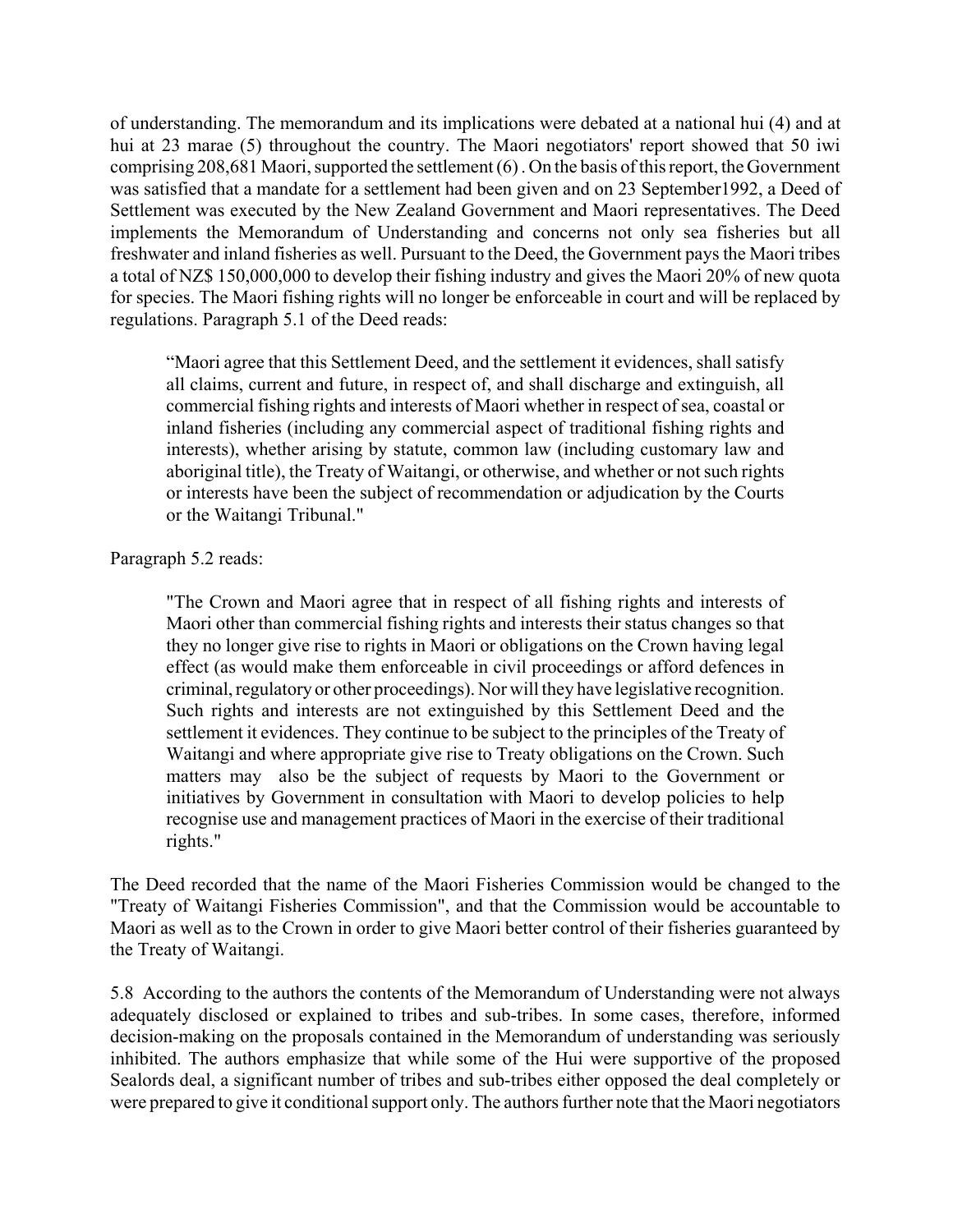of understanding. The memorandum and its implications were debated at a national hui (4) and at hui at 23 marae (5) throughout the country. The Maori negotiators' report showed that 50 iwi comprising 208,681 Maori, supported the settlement (6) . On the basis of this report, the Government was satisfied that a mandate for a settlement had been given and on 23 September1992, a Deed of Settlement was executed by the New Zealand Government and Maori representatives. The Deed implements the Memorandum of Understanding and concerns not only sea fisheries but all freshwater and inland fisheries as well. Pursuant to the Deed, the Government pays the Maori tribes a total of NZ$ 150,000,000 to develop their fishing industry and gives the Maori 20% of new quota for species. The Maori fishing rights will no longer be enforceable in court and will be replaced by regulations. Paragraph 5.1 of the Deed reads:

> "Maori agree that this Settlement Deed, and the settlement it evidences, shall satisfy all claims, current and future, in respect of, and shall discharge and extinguish, all commercial fishing rights and interests of Maori whether in respect of sea, coastal or inland fisheries (including any commercial aspect of traditional fishing rights and interests), whether arising by statute, common law (including customary law and aboriginal title), the Treaty of Waitangi, or otherwise, and whether or not such rights or interests have been the subject of recommendation or adjudication by the Courts or the Waitangi Tribunal."

Paragraph 5.2 reads:

> "The Crown and Maori agree that in respect of all fishing rights and interests of Maori other than commercial fishing rights and interests their status changes so that they no longer give rise to rights in Maori or obligations on the Crown having legal effect (as would make them enforceable in civil proceedings or afford defences in criminal, regulatory or other proceedings). Nor will they have legislative recognition. Such rights and interests are not extinguished by this Settlement Deed and the settlement it evidences. They continue to be subject to the principles of the Treaty of Waitangi and where appropriate give rise to Treaty obligations on the Crown. Such matters may also be the subject of requests by Maori to the Government or initiatives by Government in consultation with Maori to develop policies to help recognise use and management practices of Maori in the exercise of their traditional rights."

The Deed recorded that the name of the Maori Fisheries Commission would be changed to the "Treaty of Waitangi Fisheries Commission", and that the Commission would be accountable to Maori as well as to the Crown in order to give Maori better control of their fisheries guaranteed by the Treaty of Waitangi.

5.8 According to the authors the contents of the Memorandum of Understanding were not always adequately disclosed or explained to tribes and sub-tribes. In some cases, therefore, informed decision-making on the proposals contained in the Memorandum of understanding was seriously inhibited. The authors emphasize that while some of the Hui were supportive of the proposed Sealords deal, a significant number of tribes and sub-tribes either opposed the deal completely or were prepared to give it conditional support only. The authors further note that the Maori negotiators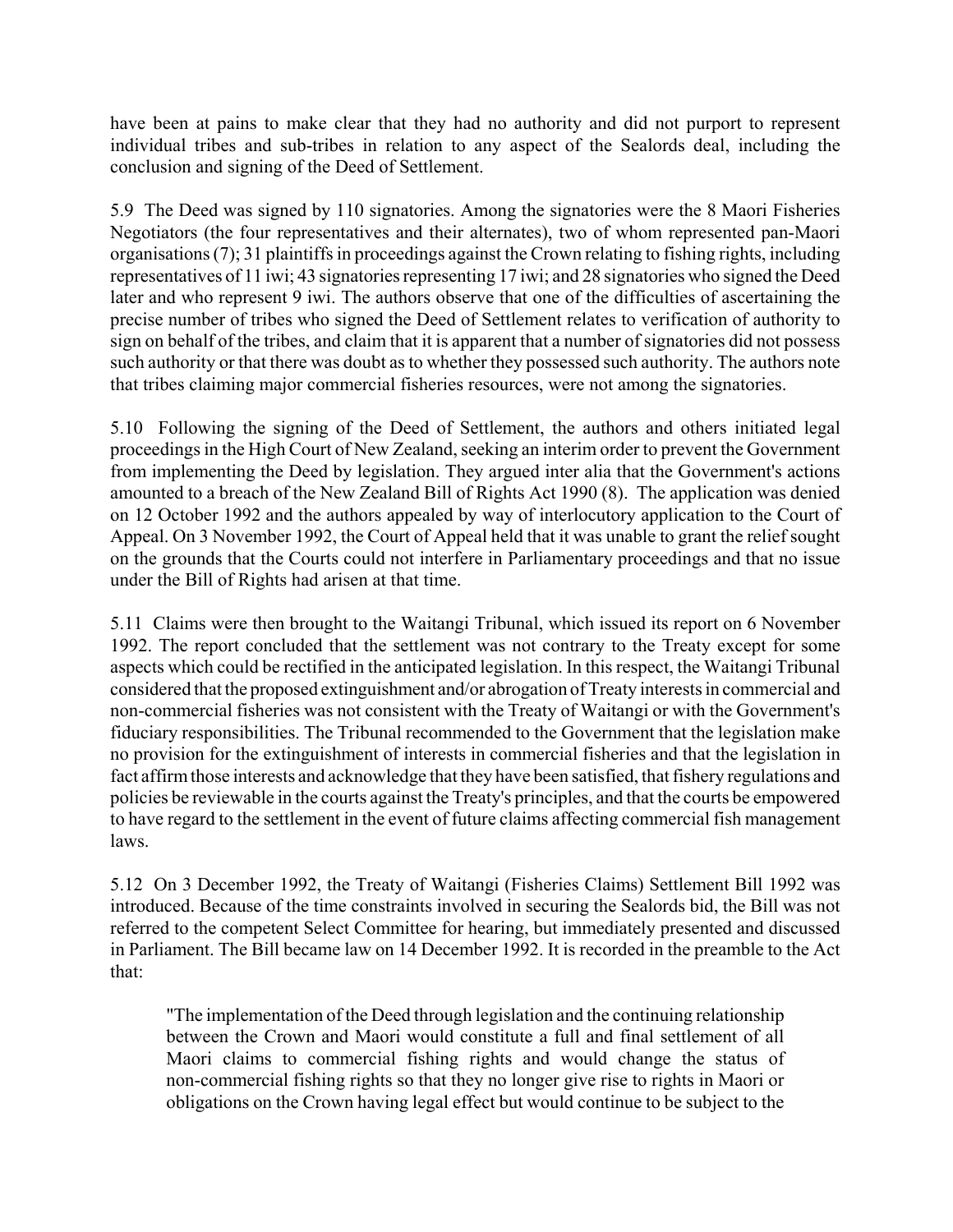have been at pains to make clear that they had no authority and did not purport to represent individual tribes and sub-tribes in relation to any aspect of the Sealords deal, including the conclusion and signing of the Deed of Settlement.

5.9 The Deed was signed by 110 signatories. Among the signatories were the 8 Maori Fisheries Negotiators (the four representatives and their alternates), two of whom represented pan-Maori organisations (7); 31 plaintiffs in proceedings against the Crown relating to fishing rights, including representatives of 11 iwi; 43 signatories representing 17 iwi; and 28 signatories who signed the Deed later and who represent 9 iwi. The authors observe that one of the difficulties of ascertaining the precise number of tribes who signed the Deed of Settlement relates to verification of authority to sign on behalf of the tribes, and claim that it is apparent that a number of signatories did not possess such authority or that there was doubt as to whether they possessed such authority. The authors note that tribes claiming major commercial fisheries resources, were not among the signatories.

5.10 Following the signing of the Deed of Settlement, the authors and others initiated legal proceedings in the High Court of New Zealand, seeking an interim order to prevent the Government from implementing the Deed by legislation. They argued inter alia that the Government's actions amounted to a breach of the New Zealand Bill of Rights Act 1990 (8). The application was denied on 12 October 1992 and the authors appealed by way of interlocutory application to the Court of Appeal. On 3 November 1992, the Court of Appeal held that it was unable to grant the relief sought on the grounds that the Courts could not interfere in Parliamentary proceedings and that no issue under the Bill of Rights had arisen at that time.

5.11 Claims were then brought to the Waitangi Tribunal, which issued its report on 6 November 1992. The report concluded that the settlement was not contrary to the Treaty except for some aspects which could be rectified in the anticipated legislation. In this respect, the Waitangi Tribunal considered that the proposed extinguishment and/or abrogation of Treaty interests in commercial and non-commercial fisheries was not consistent with the Treaty of Waitangi or with the Government's fiduciary responsibilities. The Tribunal recommended to the Government that the legislation make no provision for the extinguishment of interests in commercial fisheries and that the legislation in fact affirm those interests and acknowledge that they have been satisfied, that fishery regulations and policies be reviewable in the courts against the Treaty's principles, and that the courts be empowered to have regard to the settlement in the event of future claims affecting commercial fish management laws.

5.12 On 3 December 1992, the Treaty of Waitangi (Fisheries Claims) Settlement Bill 1992 was introduced. Because of the time constraints involved in securing the Sealords bid, the Bill was not referred to the competent Select Committee for hearing, but immediately presented and discussed in Parliament. The Bill became law on 14 December 1992. It is recorded in the preamble to the Act that:

> "The implementation of the Deed through legislation and the continuing relationship between the Crown and Maori would constitute a full and final settlement of all Maori claims to commercial fishing rights and would change the status of non-commercial fishing rights so that they no longer give rise to rights in Maori or obligations on the Crown having legal effect but would continue to be subject to the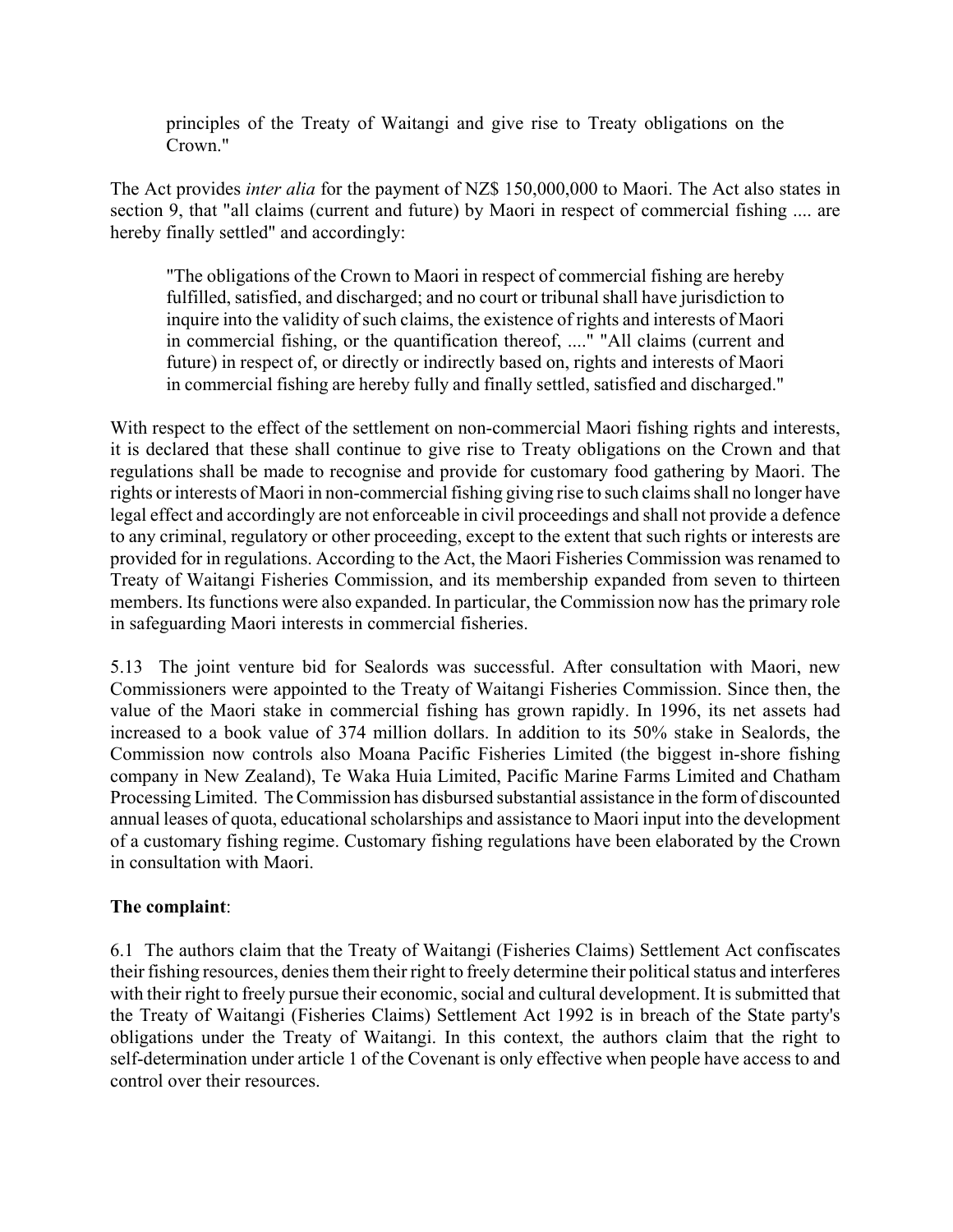> principles of the Treaty of Waitangi and give rise to Treaty obligations on the Crown."

The Act provides *inter alia* for the payment of NZ$ 150,000,000 to Maori. The Act also states in section 9, that "all claims (current and future) by Maori in respect of commercial fishing .... are hereby finally settled" and accordingly:

> "The obligations of the Crown to Maori in respect of commercial fishing are hereby fulfilled, satisfied, and discharged; and no court or tribunal shall have jurisdiction to inquire into the validity of such claims, the existence of rights and interests of Maori in commercial fishing, or the quantification thereof, ...." "All claims (current and future) in respect of, or directly or indirectly based on, rights and interests of Maori in commercial fishing are hereby fully and finally settled, satisfied and discharged."

With respect to the effect of the settlement on non-commercial Maori fishing rights and interests, it is declared that these shall continue to give rise to Treaty obligations on the Crown and that regulations shall be made to recognise and provide for customary food gathering by Maori. The rights or interests of Maori in non-commercial fishing giving rise to such claims shall no longer have legal effect and accordingly are not enforceable in civil proceedings and shall not provide a defence to any criminal, regulatory or other proceeding, except to the extent that such rights or interests are provided for in regulations. According to the Act, the Maori Fisheries Commission was renamed to Treaty of Waitangi Fisheries Commission, and its membership expanded from seven to thirteen members. Its functions were also expanded. In particular, the Commission now has the primary role in safeguarding Maori interests in commercial fisheries.

5.13 The joint venture bid for Sealords was successful. After consultation with Maori, new Commissioners were appointed to the Treaty of Waitangi Fisheries Commission. Since then, the value of the Maori stake in commercial fishing has grown rapidly. In 1996, its net assets had increased to a book value of 374 million dollars. In addition to its 50% stake in Sealords, the Commission now controls also Moana Pacific Fisheries Limited (the biggest in-shore fishing company in New Zealand), Te Waka Huia Limited, Pacific Marine Farms Limited and Chatham Processing Limited. The Commission has disbursed substantial assistance in the form of discounted annual leases of quota, educational scholarships and assistance to Maori input into the development of a customary fishing regime. Customary fishing regulations have been elaborated by the Crown in consultation with Maori.

**The complaint**:

6.1 The authors claim that the Treaty of Waitangi (Fisheries Claims) Settlement Act confiscates their fishing resources, denies them their right to freely determine their political status and interferes with their right to freely pursue their economic, social and cultural development. It is submitted that the Treaty of Waitangi (Fisheries Claims) Settlement Act 1992 is in breach of the State party's obligations under the Treaty of Waitangi. In this context, the authors claim that the right to self-determination under article 1 of the Covenant is only effective when people have access to and control over their resources.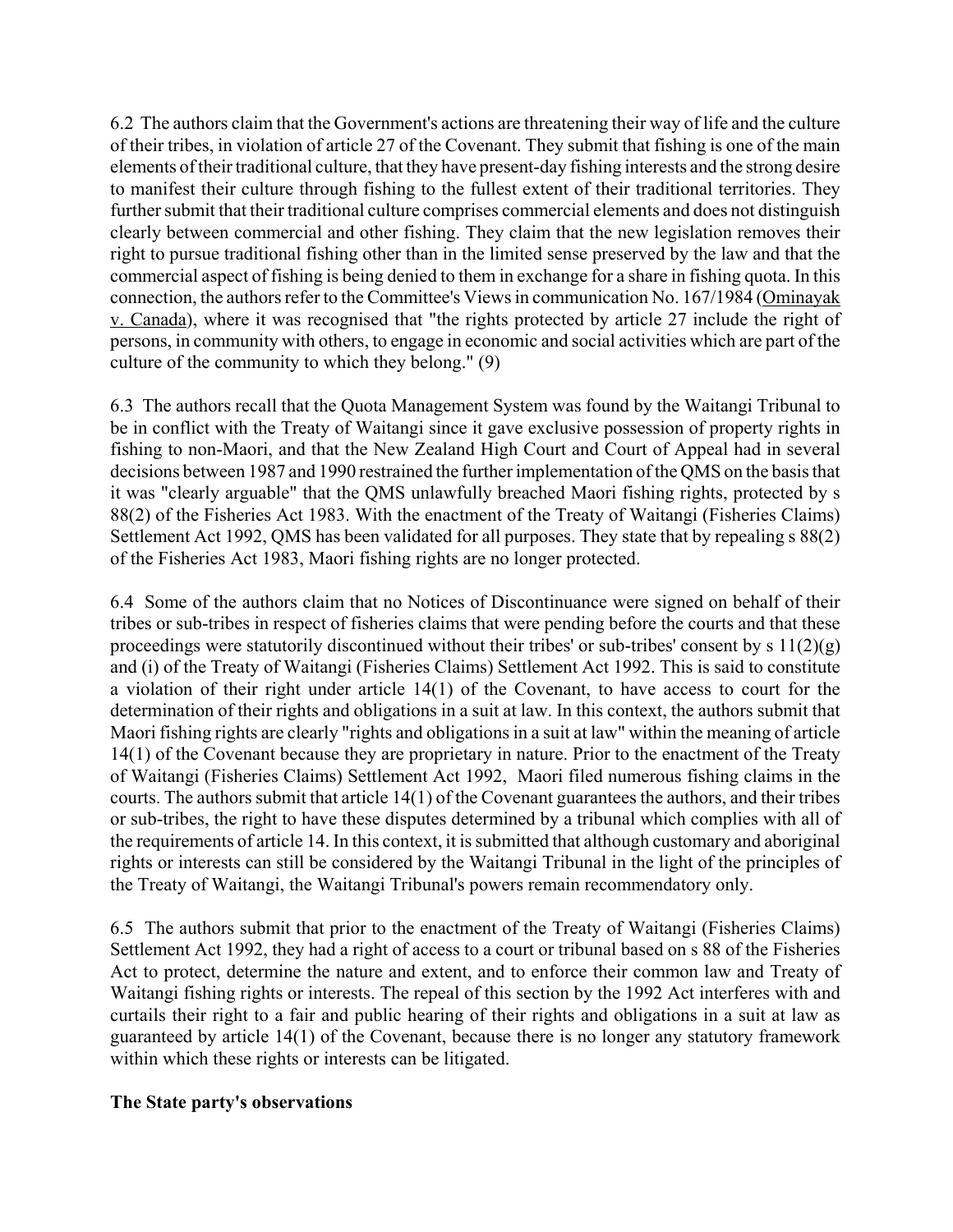6.2 The authors claim that the Government's actions are threatening their way of life and the culture of their tribes, in violation of article 27 of the Covenant. They submit that fishing is one of the main elements of their traditional culture, that they have present-day fishing interests and the strong desire to manifest their culture through fishing to the fullest extent of their traditional territories. They further submit that their traditional culture comprises commercial elements and does not distinguish clearly between commercial and other fishing. They claim that the new legislation removes their right to pursue traditional fishing other than in the limited sense preserved by the law and that the commercial aspect of fishing is being denied to them in exchange for a share in fishing quota. In this connection, the authors refer to the Committee's Views in communication No. 167/1984 (Ominayak v. Canada), where it was recognised that "the rights protected by article 27 include the right of persons, in community with others, to engage in economic and social activities which are part of the culture of the community to which they belong." (9)

6.3 The authors recall that the Quota Management System was found by the Waitangi Tribunal to be in conflict with the Treaty of Waitangi since it gave exclusive possession of property rights in fishing to non-Maori, and that the New Zealand High Court and Court of Appeal had in several decisions between 1987 and 1990 restrained the further implementation of the QMS on the basis that it was "clearly arguable" that the QMS unlawfully breached Maori fishing rights, protected by s 88(2) of the Fisheries Act 1983. With the enactment of the Treaty of Waitangi (Fisheries Claims) Settlement Act 1992, QMS has been validated for all purposes. They state that by repealing s 88(2) of the Fisheries Act 1983, Maori fishing rights are no longer protected.

6.4 Some of the authors claim that no Notices of Discontinuance were signed on behalf of their tribes or sub-tribes in respect of fisheries claims that were pending before the courts and that these proceedings were statutorily discontinued without their tribes' or sub-tribes' consent by s 11(2)(g) and (i) of the Treaty of Waitangi (Fisheries Claims) Settlement Act 1992. This is said to constitute a violation of their right under article 14(1) of the Covenant, to have access to court for the determination of their rights and obligations in a suit at law. In this context, the authors submit that Maori fishing rights are clearly "rights and obligations in a suit at law" within the meaning of article 14(1) of the Covenant because they are proprietary in nature. Prior to the enactment of the Treaty of Waitangi (Fisheries Claims) Settlement Act 1992, Maori filed numerous fishing claims in the courts. The authors submit that article 14(1) of the Covenant guarantees the authors, and their tribes or sub-tribes, the right to have these disputes determined by a tribunal which complies with all of the requirements of article 14. In this context, it is submitted that although customary and aboriginal rights or interests can still be considered by the Waitangi Tribunal in the light of the principles of the Treaty of Waitangi, the Waitangi Tribunal's powers remain recommendatory only.

6.5 The authors submit that prior to the enactment of the Treaty of Waitangi (Fisheries Claims) Settlement Act 1992, they had a right of access to a court or tribunal based on s 88 of the Fisheries Act to protect, determine the nature and extent, and to enforce their common law and Treaty of Waitangi fishing rights or interests. The repeal of this section by the 1992 Act interferes with and curtails their right to a fair and public hearing of their rights and obligations in a suit at law as guaranteed by article 14(1) of the Covenant, because there is no longer any statutory framework within which these rights or interests can be litigated.

**The State party's observations**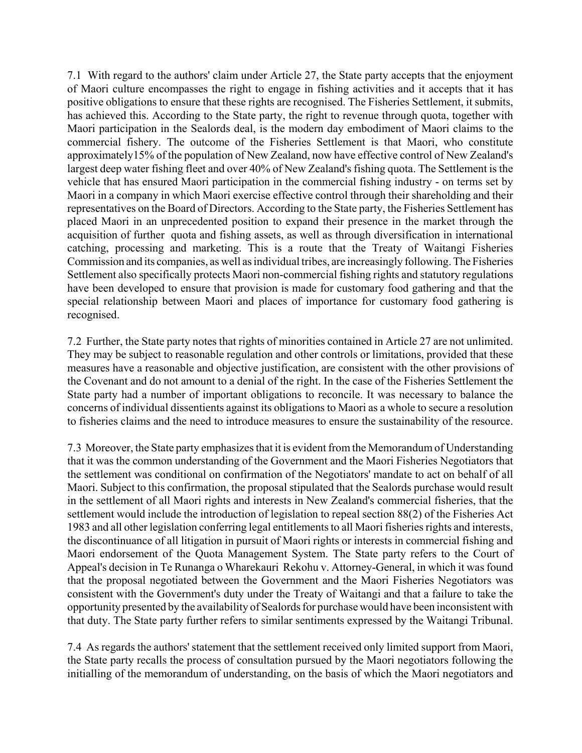7.1 With regard to the authors' claim under Article 27, the State party accepts that the enjoyment of Maori culture encompasses the right to engage in fishing activities and it accepts that it has positive obligations to ensure that these rights are recognised. The Fisheries Settlement, it submits, has achieved this. According to the State party, the right to revenue through quota, together with Maori participation in the Sealords deal, is the modern day embodiment of Maori claims to the commercial fishery. The outcome of the Fisheries Settlement is that Maori, who constitute approximately15% of the population of New Zealand, now have effective control of New Zealand's largest deep water fishing fleet and over 40% of New Zealand's fishing quota. The Settlement is the vehicle that has ensured Maori participation in the commercial fishing industry - on terms set by Maori in a company in which Maori exercise effective control through their shareholding and their representatives on the Board of Directors. According to the State party, the Fisheries Settlement has placed Maori in an unprecedented position to expand their presence in the market through the acquisition of further quota and fishing assets, as well as through diversification in international catching, processing and marketing. This is a route that the Treaty of Waitangi Fisheries Commission and its companies, as well as individual tribes, are increasingly following. The Fisheries Settlement also specifically protects Maori non-commercial fishing rights and statutory regulations have been developed to ensure that provision is made for customary food gathering and that the special relationship between Maori and places of importance for customary food gathering is recognised.

7.2 Further, the State party notes that rights of minorities contained in Article 27 are not unlimited. They may be subject to reasonable regulation and other controls or limitations, provided that these measures have a reasonable and objective justification, are consistent with the other provisions of the Covenant and do not amount to a denial of the right. In the case of the Fisheries Settlement the State party had a number of important obligations to reconcile. It was necessary to balance the concerns of individual dissentients against its obligations to Maori as a whole to secure a resolution to fisheries claims and the need to introduce measures to ensure the sustainability of the resource.

7.3 Moreover, the State party emphasizes that it is evident from the Memorandum of Understanding that it was the common understanding of the Government and the Maori Fisheries Negotiators that the settlement was conditional on confirmation of the Negotiators' mandate to act on behalf of all Maori. Subject to this confirmation, the proposal stipulated that the Sealords purchase would result in the settlement of all Maori rights and interests in New Zealand's commercial fisheries, that the settlement would include the introduction of legislation to repeal section 88(2) of the Fisheries Act 1983 and all other legislation conferring legal entitlements to all Maori fisheries rights and interests, the discontinuance of all litigation in pursuit of Maori rights or interests in commercial fishing and Maori endorsement of the Quota Management System. The State party refers to the Court of Appeal's decision in Te Runanga o Wharekauri Rekohu v. Attorney-General, in which it was found that the proposal negotiated between the Government and the Maori Fisheries Negotiators was consistent with the Government's duty under the Treaty of Waitangi and that a failure to take the opportunity presented by the availability of Sealords for purchase would have been inconsistent with that duty. The State party further refers to similar sentiments expressed by the Waitangi Tribunal.

7.4 As regards the authors' statement that the settlement received only limited support from Maori, the State party recalls the process of consultation pursued by the Maori negotiators following the initialling of the memorandum of understanding, on the basis of which the Maori negotiators and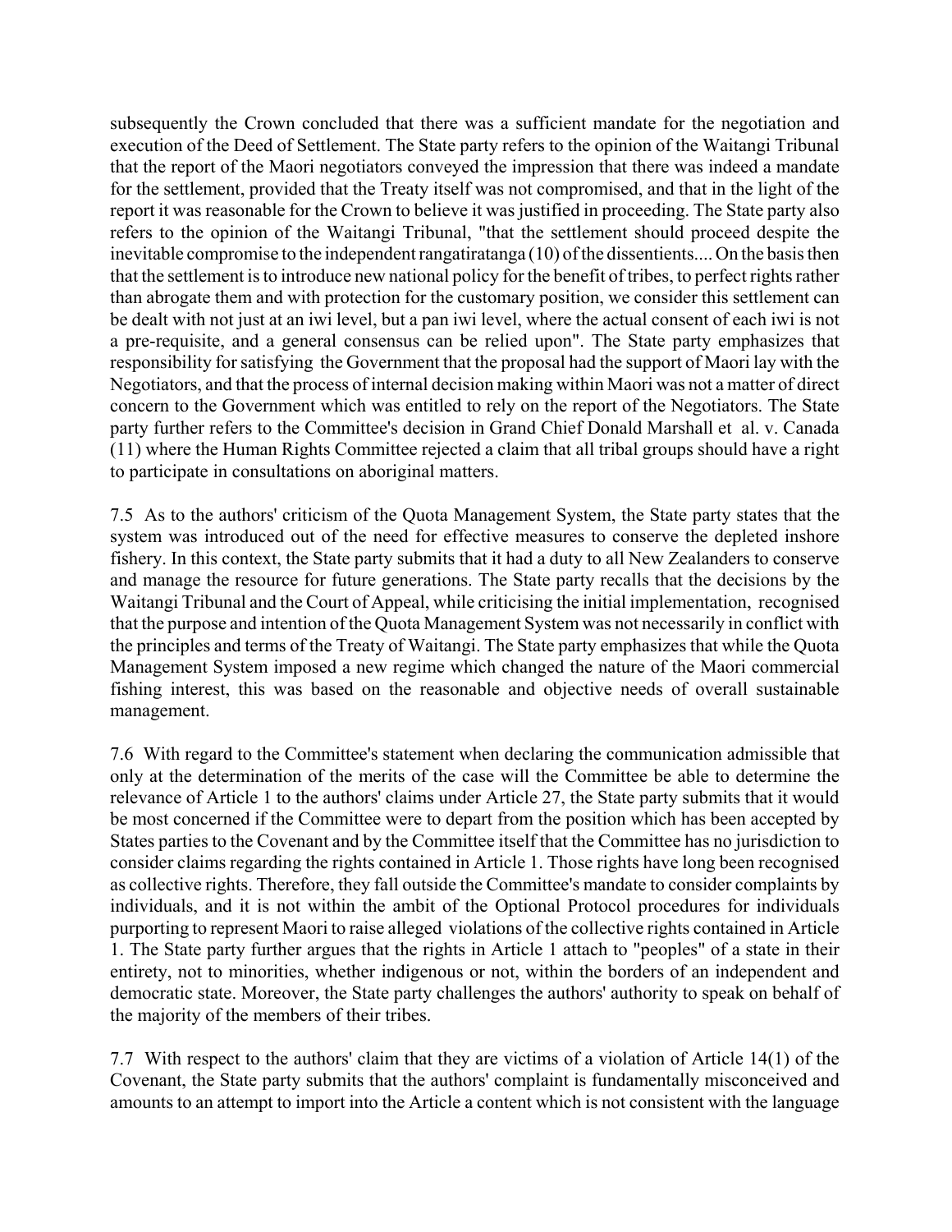subsequently the Crown concluded that there was a sufficient mandate for the negotiation and execution of the Deed of Settlement. The State party refers to the opinion of the Waitangi Tribunal that the report of the Maori negotiators conveyed the impression that there was indeed a mandate for the settlement, provided that the Treaty itself was not compromised, and that in the light of the report it was reasonable for the Crown to believe it was justified in proceeding. The State party also refers to the opinion of the Waitangi Tribunal, "that the settlement should proceed despite the inevitable compromise to the independent rangatiratanga (10) of the dissentients.... On the basis then that the settlement is to introduce new national policy for the benefit of tribes, to perfect rights rather than abrogate them and with protection for the customary position, we consider this settlement can be dealt with not just at an iwi level, but a pan iwi level, where the actual consent of each iwi is not a pre-requisite, and a general consensus can be relied upon". The State party emphasizes that responsibility for satisfying the Government that the proposal had the support of Maori lay with the Negotiators, and that the process of internal decision making within Maori was not a matter of direct concern to the Government which was entitled to rely on the report of the Negotiators. The State party further refers to the Committee's decision in Grand Chief Donald Marshall et al. v. Canada (11) where the Human Rights Committee rejected a claim that all tribal groups should have a right to participate in consultations on aboriginal matters.

7.5 As to the authors' criticism of the Quota Management System, the State party states that the system was introduced out of the need for effective measures to conserve the depleted inshore fishery. In this context, the State party submits that it had a duty to all New Zealanders to conserve and manage the resource for future generations. The State party recalls that the decisions by the Waitangi Tribunal and the Court of Appeal, while criticising the initial implementation, recognised that the purpose and intention of the Quota Management System was not necessarily in conflict with the principles and terms of the Treaty of Waitangi. The State party emphasizes that while the Quota Management System imposed a new regime which changed the nature of the Maori commercial fishing interest, this was based on the reasonable and objective needs of overall sustainable management.

7.6 With regard to the Committee's statement when declaring the communication admissible that only at the determination of the merits of the case will the Committee be able to determine the relevance of Article 1 to the authors' claims under Article 27, the State party submits that it would be most concerned if the Committee were to depart from the position which has been accepted by States parties to the Covenant and by the Committee itself that the Committee has no jurisdiction to consider claims regarding the rights contained in Article 1. Those rights have long been recognised as collective rights. Therefore, they fall outside the Committee's mandate to consider complaints by individuals, and it is not within the ambit of the Optional Protocol procedures for individuals purporting to represent Maori to raise alleged violations of the collective rights contained in Article 1. The State party further argues that the rights in Article 1 attach to "peoples" of a state in their entirety, not to minorities, whether indigenous or not, within the borders of an independent and democratic state. Moreover, the State party challenges the authors' authority to speak on behalf of the majority of the members of their tribes.

7.7 With respect to the authors' claim that they are victims of a violation of Article 14(1) of the Covenant, the State party submits that the authors' complaint is fundamentally misconceived and amounts to an attempt to import into the Article a content which is not consistent with the language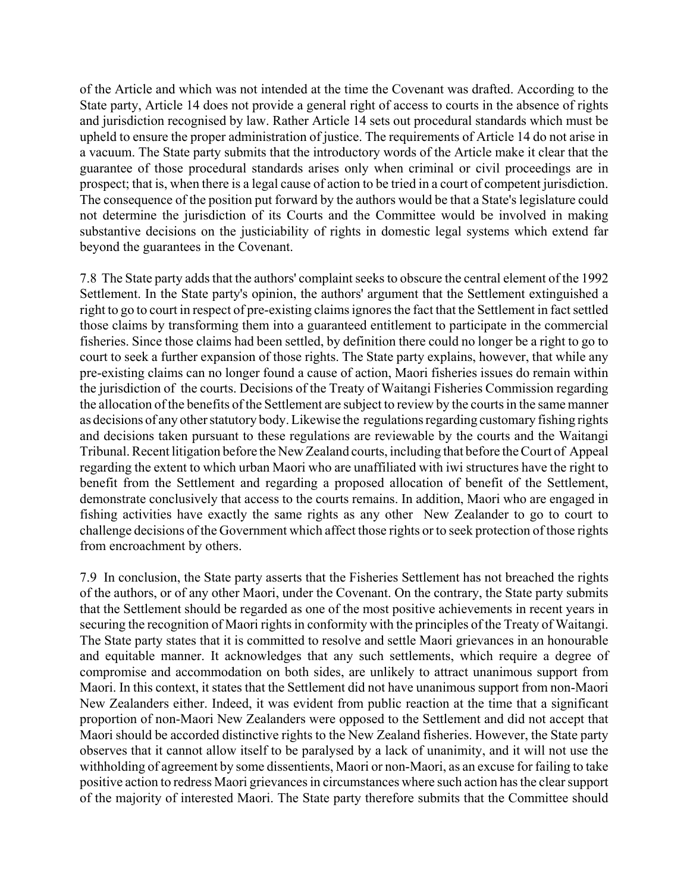of the Article and which was not intended at the time the Covenant was drafted. According to the State party, Article 14 does not provide a general right of access to courts in the absence of rights and jurisdiction recognised by law. Rather Article 14 sets out procedural standards which must be upheld to ensure the proper administration of justice. The requirements of Article 14 do not arise in a vacuum. The State party submits that the introductory words of the Article make it clear that the guarantee of those procedural standards arises only when criminal or civil proceedings are in prospect; that is, when there is a legal cause of action to be tried in a court of competent jurisdiction. The consequence of the position put forward by the authors would be that a State's legislature could not determine the jurisdiction of its Courts and the Committee would be involved in making substantive decisions on the justiciability of rights in domestic legal systems which extend far beyond the guarantees in the Covenant.

7.8 The State party adds that the authors' complaint seeks to obscure the central element of the 1992 Settlement. In the State party's opinion, the authors' argument that the Settlement extinguished a right to go to court in respect of pre-existing claims ignores the fact that the Settlement in fact settled those claims by transforming them into a guaranteed entitlement to participate in the commercial fisheries. Since those claims had been settled, by definition there could no longer be a right to go to court to seek a further expansion of those rights. The State party explains, however, that while any pre-existing claims can no longer found a cause of action, Maori fisheries issues do remain within the jurisdiction of the courts. Decisions of the Treaty of Waitangi Fisheries Commission regarding the allocation of the benefits of the Settlement are subject to review by the courts in the same manner as decisions of any other statutory body. Likewise the regulations regarding customary fishing rights and decisions taken pursuant to these regulations are reviewable by the courts and the Waitangi Tribunal. Recent litigation before the New Zealand courts, including that before the Court of Appeal regarding the extent to which urban Maori who are unaffiliated with iwi structures have the right to benefit from the Settlement and regarding a proposed allocation of benefit of the Settlement, demonstrate conclusively that access to the courts remains. In addition, Maori who are engaged in fishing activities have exactly the same rights as any other New Zealander to go to court to challenge decisions of the Government which affect those rights or to seek protection of those rights from encroachment by others.

7.9 In conclusion, the State party asserts that the Fisheries Settlement has not breached the rights of the authors, or of any other Maori, under the Covenant. On the contrary, the State party submits that the Settlement should be regarded as one of the most positive achievements in recent years in securing the recognition of Maori rights in conformity with the principles of the Treaty of Waitangi. The State party states that it is committed to resolve and settle Maori grievances in an honourable and equitable manner. It acknowledges that any such settlements, which require a degree of compromise and accommodation on both sides, are unlikely to attract unanimous support from Maori. In this context, it states that the Settlement did not have unanimous support from non-Maori New Zealanders either. Indeed, it was evident from public reaction at the time that a significant proportion of non-Maori New Zealanders were opposed to the Settlement and did not accept that Maori should be accorded distinctive rights to the New Zealand fisheries. However, the State party observes that it cannot allow itself to be paralysed by a lack of unanimity, and it will not use the withholding of agreement by some dissentients, Maori or non-Maori, as an excuse for failing to take positive action to redress Maori grievances in circumstances where such action has the clear support of the majority of interested Maori. The State party therefore submits that the Committee should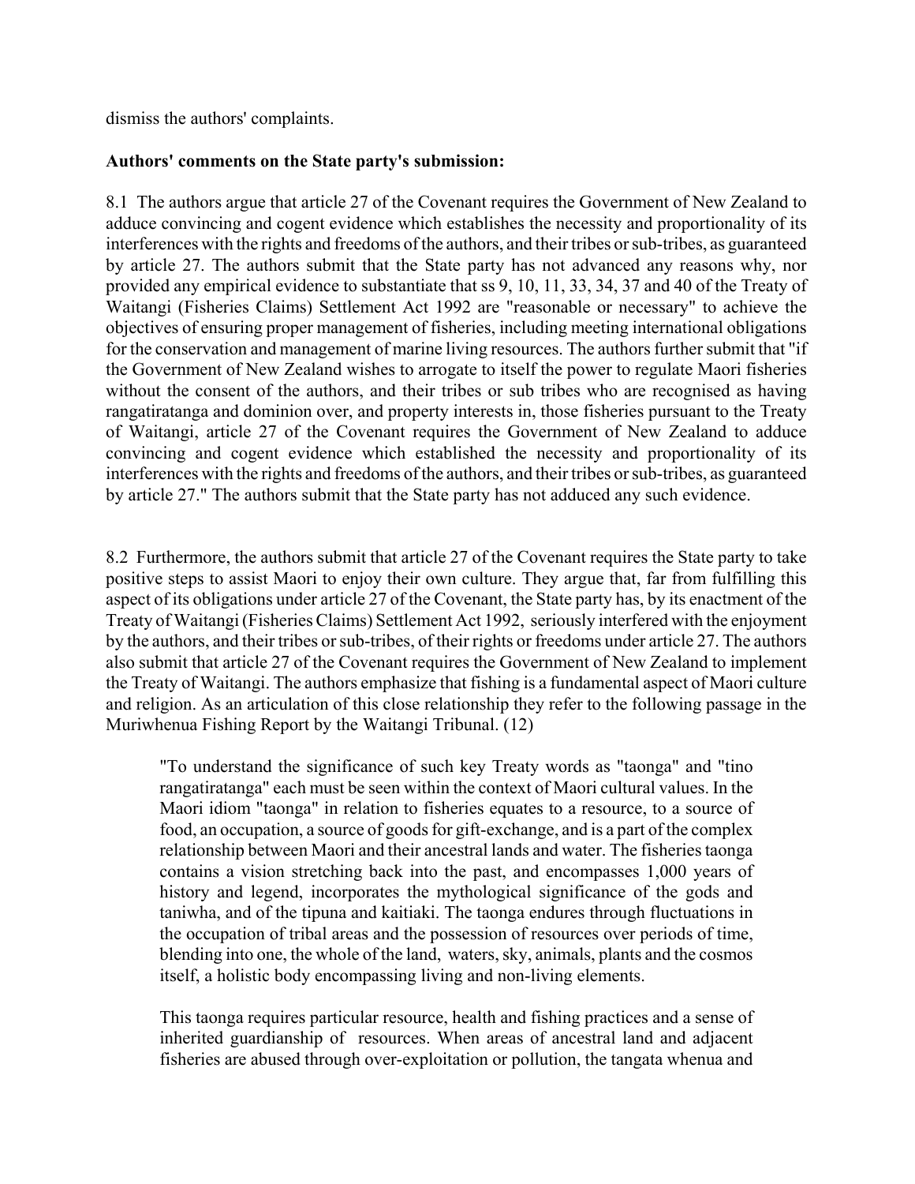dismiss the authors' complaints.

**Authors' comments on the State party's submission:**

8.1 The authors argue that article 27 of the Covenant requires the Government of New Zealand to adduce convincing and cogent evidence which establishes the necessity and proportionality of its interferences with the rights and freedoms of the authors, and their tribes or sub-tribes, as guaranteed by article 27. The authors submit that the State party has not advanced any reasons why, nor provided any empirical evidence to substantiate that ss 9, 10, 11, 33, 34, 37 and 40 of the Treaty of Waitangi (Fisheries Claims) Settlement Act 1992 are "reasonable or necessary" to achieve the objectives of ensuring proper management of fisheries, including meeting international obligations for the conservation and management of marine living resources. The authors further submit that "if the Government of New Zealand wishes to arrogate to itself the power to regulate Maori fisheries without the consent of the authors, and their tribes or sub tribes who are recognised as having rangatiratanga and dominion over, and property interests in, those fisheries pursuant to the Treaty of Waitangi, article 27 of the Covenant requires the Government of New Zealand to adduce convincing and cogent evidence which established the necessity and proportionality of its interferences with the rights and freedoms of the authors, and their tribes or sub-tribes, as guaranteed by article 27." The authors submit that the State party has not adduced any such evidence.

8.2 Furthermore, the authors submit that article 27 of the Covenant requires the State party to take positive steps to assist Maori to enjoy their own culture. They argue that, far from fulfilling this aspect of its obligations under article 27 of the Covenant, the State party has, by its enactment of the Treaty of Waitangi (Fisheries Claims) Settlement Act 1992, seriously interfered with the enjoyment by the authors, and their tribes or sub-tribes, of their rights or freedoms under article 27. The authors also submit that article 27 of the Covenant requires the Government of New Zealand to implement the Treaty of Waitangi. The authors emphasize that fishing is a fundamental aspect of Maori culture and religion. As an articulation of this close relationship they refer to the following passage in the Muriwhenua Fishing Report by the Waitangi Tribunal. (12)

> "To understand the significance of such key Treaty words as "taonga" and "tino rangatiratanga" each must be seen within the context of Maori cultural values. In the Maori idiom "taonga" in relation to fisheries equates to a resource, to a source of food, an occupation, a source of goods for gift-exchange, and is a part of the complex relationship between Maori and their ancestral lands and water. The fisheries taonga contains a vision stretching back into the past, and encompasses 1,000 years of history and legend, incorporates the mythological significance of the gods and taniwha, and of the tipuna and kaitiaki. The taonga endures through fluctuations in the occupation of tribal areas and the possession of resources over periods of time, blending into one, the whole of the land, waters, sky, animals, plants and the cosmos itself, a holistic body encompassing living and non-living elements.
>
> This taonga requires particular resource, health and fishing practices and a sense of inherited guardianship of resources. When areas of ancestral land and adjacent fisheries are abused through over-exploitation or pollution, the tangata whenua and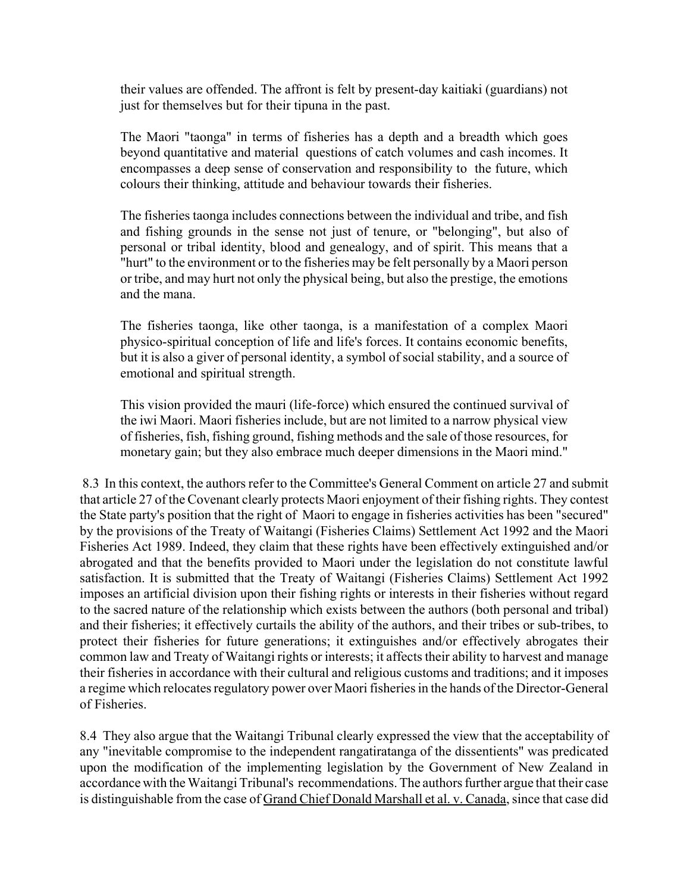their values are offended. The affront is felt by present-day kaitiaki (guardians) not just for themselves but for their tipuna in the past.

> The Maori "taonga" in terms of fisheries has a depth and a breadth which goes beyond quantitative and material questions of catch volumes and cash incomes. It encompasses a deep sense of conservation and responsibility to the future, which colours their thinking, attitude and behaviour towards their fisheries.
>
> The fisheries taonga includes connections between the individual and tribe, and fish and fishing grounds in the sense not just of tenure, or "belonging", but also of personal or tribal identity, blood and genealogy, and of spirit. This means that a "hurt" to the environment or to the fisheries may be felt personally by a Maori person or tribe, and may hurt not only the physical being, but also the prestige, the emotions and the mana.
>
> The fisheries taonga, like other taonga, is a manifestation of a complex Maori physico-spiritual conception of life and life's forces. It contains economic benefits, but it is also a giver of personal identity, a symbol of social stability, and a source of emotional and spiritual strength.
>
> This vision provided the mauri (life-force) which ensured the continued survival of the iwi Maori. Maori fisheries include, but are not limited to a narrow physical view of fisheries, fish, fishing ground, fishing methods and the sale of those resources, for monetary gain; but they also embrace much deeper dimensions in the Maori mind."

8.3 In this context, the authors refer to the Committee's General Comment on article 27 and submit that article 27 of the Covenant clearly protects Maori enjoyment of their fishing rights. They contest the State party's position that the right of Maori to engage in fisheries activities has been "secured" by the provisions of the Treaty of Waitangi (Fisheries Claims) Settlement Act 1992 and the Maori Fisheries Act 1989. Indeed, they claim that these rights have been effectively extinguished and/or abrogated and that the benefits provided to Maori under the legislation do not constitute lawful satisfaction. It is submitted that the Treaty of Waitangi (Fisheries Claims) Settlement Act 1992 imposes an artificial division upon their fishing rights or interests in their fisheries without regard to the sacred nature of the relationship which exists between the authors (both personal and tribal) and their fisheries; it effectively curtails the ability of the authors, and their tribes or sub-tribes, to protect their fisheries for future generations; it extinguishes and/or effectively abrogates their common law and Treaty of Waitangi rights or interests; it affects their ability to harvest and manage their fisheries in accordance with their cultural and religious customs and traditions; and it imposes a regime which relocates regulatory power over Maori fisheries in the hands of the Director-General of Fisheries.

8.4 They also argue that the Waitangi Tribunal clearly expressed the view that the acceptability of any "inevitable compromise to the independent rangatiratanga of the dissentients" was predicated upon the modification of the implementing legislation by the Government of New Zealand in accordance with the Waitangi Tribunal's recommendations. The authors further argue that their case is distinguishable from the case of Grand Chief Donald Marshall et al. v. Canada, since that case did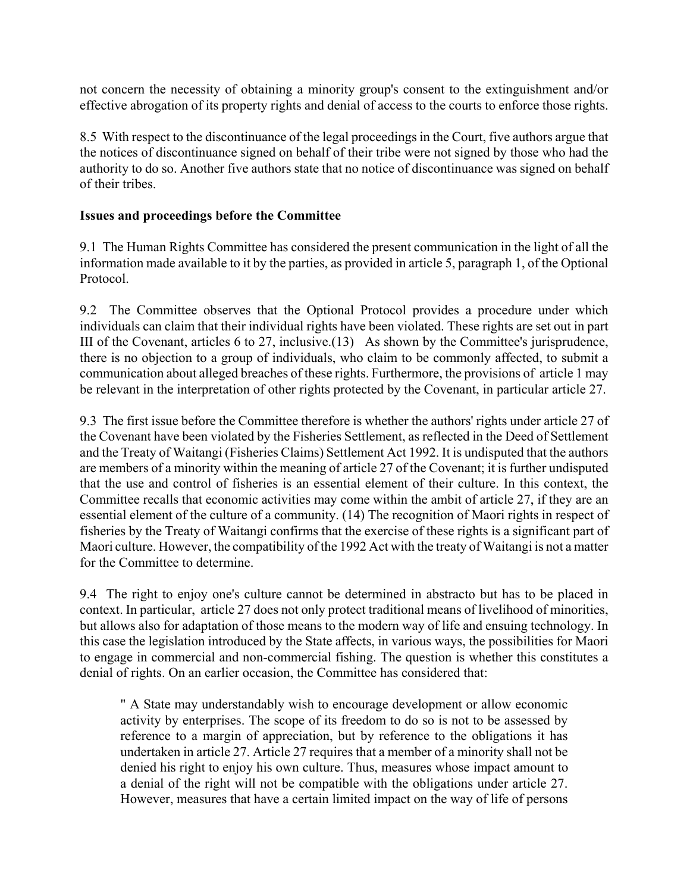not concern the necessity of obtaining a minority group's consent to the extinguishment and/or effective abrogation of its property rights and denial of access to the courts to enforce those rights.

8.5 With respect to the discontinuance of the legal proceedings in the Court, five authors argue that the notices of discontinuance signed on behalf of their tribe were not signed by those who had the authority to do so. Another five authors state that no notice of discontinuance was signed on behalf of their tribes.

**Issues and proceedings before the Committee**

9.1 The Human Rights Committee has considered the present communication in the light of all the information made available to it by the parties, as provided in article 5, paragraph 1, of the Optional Protocol.

9.2 The Committee observes that the Optional Protocol provides a procedure under which individuals can claim that their individual rights have been violated. These rights are set out in part III of the Covenant, articles 6 to 27, inclusive.(13) As shown by the Committee's jurisprudence, there is no objection to a group of individuals, who claim to be commonly affected, to submit a communication about alleged breaches of these rights. Furthermore, the provisions of article 1 may be relevant in the interpretation of other rights protected by the Covenant, in particular article 27.

9.3 The first issue before the Committee therefore is whether the authors' rights under article 27 of the Covenant have been violated by the Fisheries Settlement, as reflected in the Deed of Settlement and the Treaty of Waitangi (Fisheries Claims) Settlement Act 1992. It is undisputed that the authors are members of a minority within the meaning of article 27 of the Covenant; it is further undisputed that the use and control of fisheries is an essential element of their culture. In this context, the Committee recalls that economic activities may come within the ambit of article 27, if they are an essential element of the culture of a community. (14) The recognition of Maori rights in respect of fisheries by the Treaty of Waitangi confirms that the exercise of these rights is a significant part of Maori culture. However, the compatibility of the 1992 Act with the treaty of Waitangi is not a matter for the Committee to determine.

9.4 The right to enjoy one's culture cannot be determined in abstracto but has to be placed in context. In particular, article 27 does not only protect traditional means of livelihood of minorities, but allows also for adaptation of those means to the modern way of life and ensuing technology. In this case the legislation introduced by the State affects, in various ways, the possibilities for Maori to engage in commercial and non-commercial fishing. The question is whether this constitutes a denial of rights. On an earlier occasion, the Committee has considered that:

> " A State may understandably wish to encourage development or allow economic activity by enterprises. The scope of its freedom to do so is not to be assessed by reference to a margin of appreciation, but by reference to the obligations it has undertaken in article 27. Article 27 requires that a member of a minority shall not be denied his right to enjoy his own culture. Thus, measures whose impact amount to a denial of the right will not be compatible with the obligations under article 27. However, measures that have a certain limited impact on the way of life of persons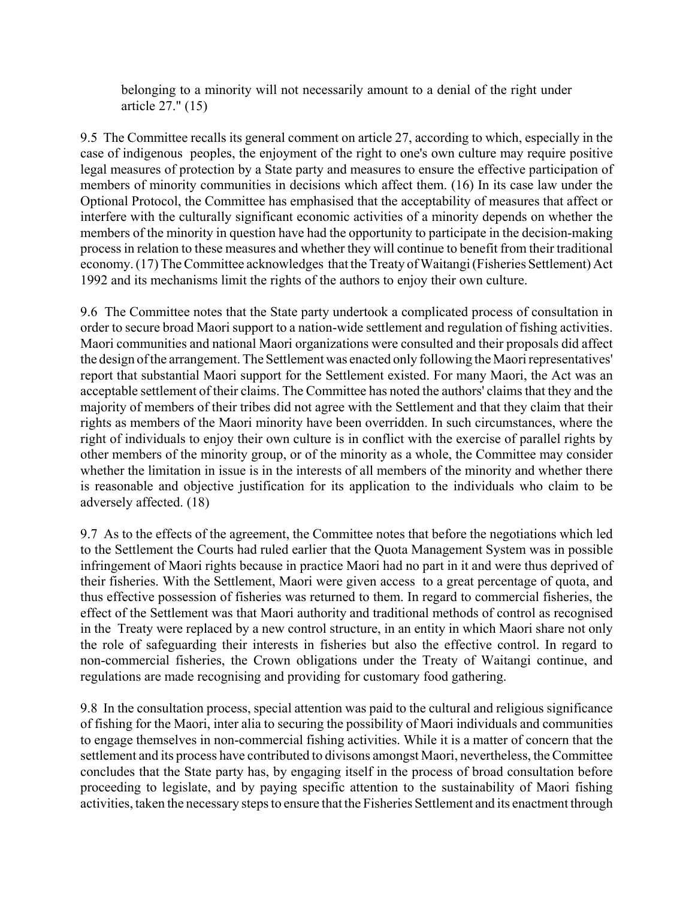belonging to a minority will not necessarily amount to a denial of the right under article 27." (15)

9.5 The Committee recalls its general comment on article 27, according to which, especially in the case of indigenous peoples, the enjoyment of the right to one's own culture may require positive legal measures of protection by a State party and measures to ensure the effective participation of members of minority communities in decisions which affect them. (16) In its case law under the Optional Protocol, the Committee has emphasised that the acceptability of measures that affect or interfere with the culturally significant economic activities of a minority depends on whether the members of the minority in question have had the opportunity to participate in the decision-making process in relation to these measures and whether they will continue to benefit from their traditional economy. (17) The Committee acknowledges that the Treaty of Waitangi (Fisheries Settlement) Act 1992 and its mechanisms limit the rights of the authors to enjoy their own culture.

9.6 The Committee notes that the State party undertook a complicated process of consultation in order to secure broad Maori support to a nation-wide settlement and regulation of fishing activities. Maori communities and national Maori organizations were consulted and their proposals did affect the design of the arrangement. The Settlement was enacted only following the Maori representatives' report that substantial Maori support for the Settlement existed. For many Maori, the Act was an acceptable settlement of their claims. The Committee has noted the authors' claims that they and the majority of members of their tribes did not agree with the Settlement and that they claim that their rights as members of the Maori minority have been overridden. In such circumstances, where the right of individuals to enjoy their own culture is in conflict with the exercise of parallel rights by other members of the minority group, or of the minority as a whole, the Committee may consider whether the limitation in issue is in the interests of all members of the minority and whether there is reasonable and objective justification for its application to the individuals who claim to be adversely affected. (18)

9.7 As to the effects of the agreement, the Committee notes that before the negotiations which led to the Settlement the Courts had ruled earlier that the Quota Management System was in possible infringement of Maori rights because in practice Maori had no part in it and were thus deprived of their fisheries. With the Settlement, Maori were given access to a great percentage of quota, and thus effective possession of fisheries was returned to them. In regard to commercial fisheries, the effect of the Settlement was that Maori authority and traditional methods of control as recognised in the Treaty were replaced by a new control structure, in an entity in which Maori share not only the role of safeguarding their interests in fisheries but also the effective control. In regard to non-commercial fisheries, the Crown obligations under the Treaty of Waitangi continue, and regulations are made recognising and providing for customary food gathering.

9.8 In the consultation process, special attention was paid to the cultural and religious significance of fishing for the Maori, inter alia to securing the possibility of Maori individuals and communities to engage themselves in non-commercial fishing activities. While it is a matter of concern that the settlement and its process have contributed to divisons amongst Maori, nevertheless, the Committee concludes that the State party has, by engaging itself in the process of broad consultation before proceeding to legislate, and by paying specific attention to the sustainability of Maori fishing activities, taken the necessary steps to ensure that the Fisheries Settlement and its enactment through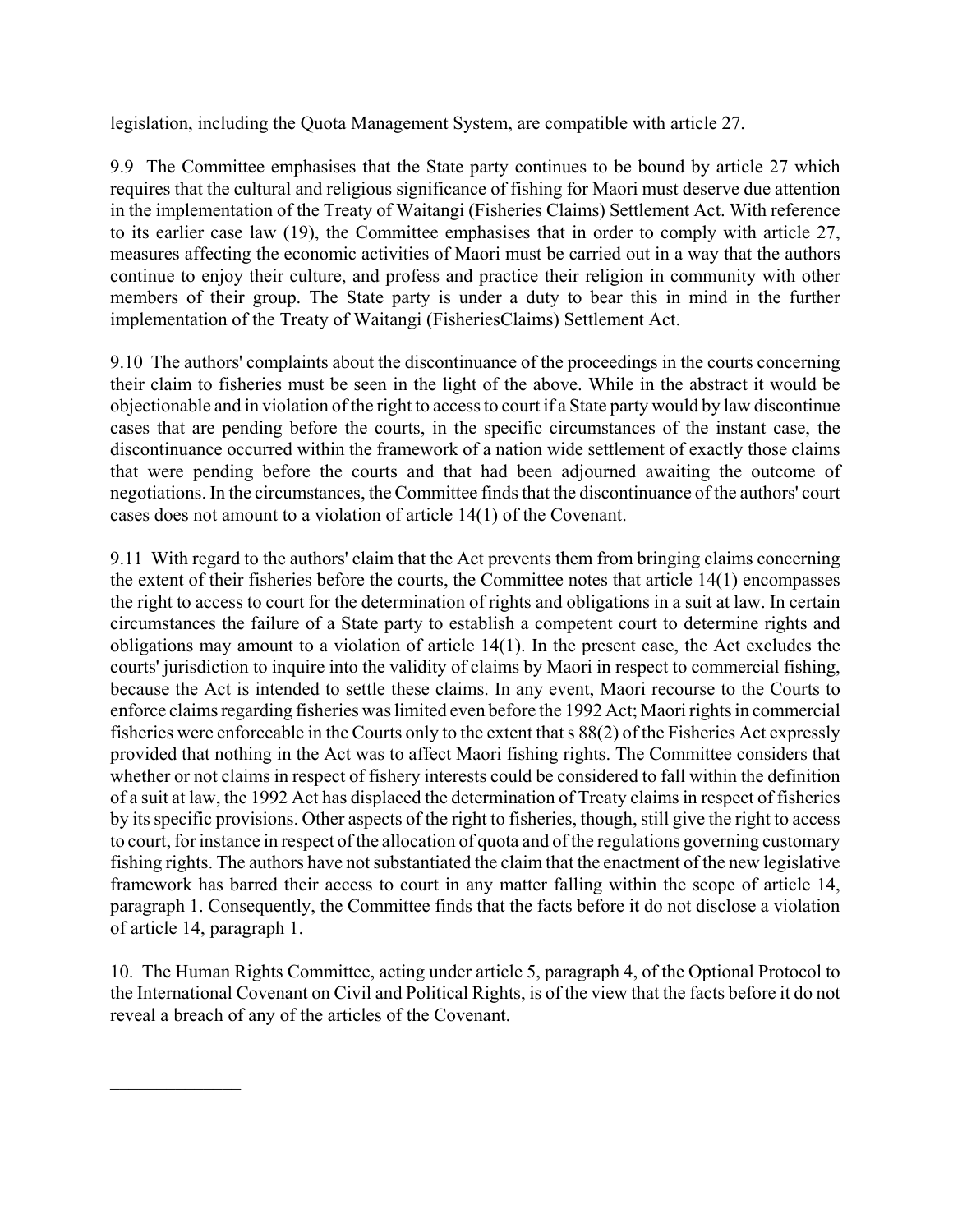legislation, including the Quota Management System, are compatible with article 27.

9.9 The Committee emphasises that the State party continues to be bound by article 27 which requires that the cultural and religious significance of fishing for Maori must deserve due attention in the implementation of the Treaty of Waitangi (Fisheries Claims) Settlement Act. With reference to its earlier case law (19), the Committee emphasises that in order to comply with article 27, measures affecting the economic activities of Maori must be carried out in a way that the authors continue to enjoy their culture, and profess and practice their religion in community with other members of their group. The State party is under a duty to bear this in mind in the further implementation of the Treaty of Waitangi (FisheriesClaims) Settlement Act.

9.10 The authors' complaints about the discontinuance of the proceedings in the courts concerning their claim to fisheries must be seen in the light of the above. While in the abstract it would be objectionable and in violation of the right to access to court if a State party would by law discontinue cases that are pending before the courts, in the specific circumstances of the instant case, the discontinuance occurred within the framework of a nation wide settlement of exactly those claims that were pending before the courts and that had been adjourned awaiting the outcome of negotiations. In the circumstances, the Committee finds that the discontinuance of the authors' court cases does not amount to a violation of article 14(1) of the Covenant.

9.11 With regard to the authors' claim that the Act prevents them from bringing claims concerning the extent of their fisheries before the courts, the Committee notes that article 14(1) encompasses the right to access to court for the determination of rights and obligations in a suit at law. In certain circumstances the failure of a State party to establish a competent court to determine rights and obligations may amount to a violation of article 14(1). In the present case, the Act excludes the courts' jurisdiction to inquire into the validity of claims by Maori in respect to commercial fishing, because the Act is intended to settle these claims. In any event, Maori recourse to the Courts to enforce claims regarding fisheries was limited even before the 1992 Act; Maori rights in commercial fisheries were enforceable in the Courts only to the extent that s 88(2) of the Fisheries Act expressly provided that nothing in the Act was to affect Maori fishing rights. The Committee considers that whether or not claims in respect of fishery interests could be considered to fall within the definition of a suit at law, the 1992 Act has displaced the determination of Treaty claims in respect of fisheries by its specific provisions. Other aspects of the right to fisheries, though, still give the right to access to court, for instance in respect of the allocation of quota and of the regulations governing customary fishing rights. The authors have not substantiated the claim that the enactment of the new legislative framework has barred their access to court in any matter falling within the scope of article 14, paragraph 1. Consequently, the Committee finds that the facts before it do not disclose a violation of article 14, paragraph 1.

10. The Human Rights Committee, acting under article 5, paragraph 4, of the Optional Protocol to the International Covenant on Civil and Political Rights, is of the view that the facts before it do not reveal a breach of any of the articles of the Covenant.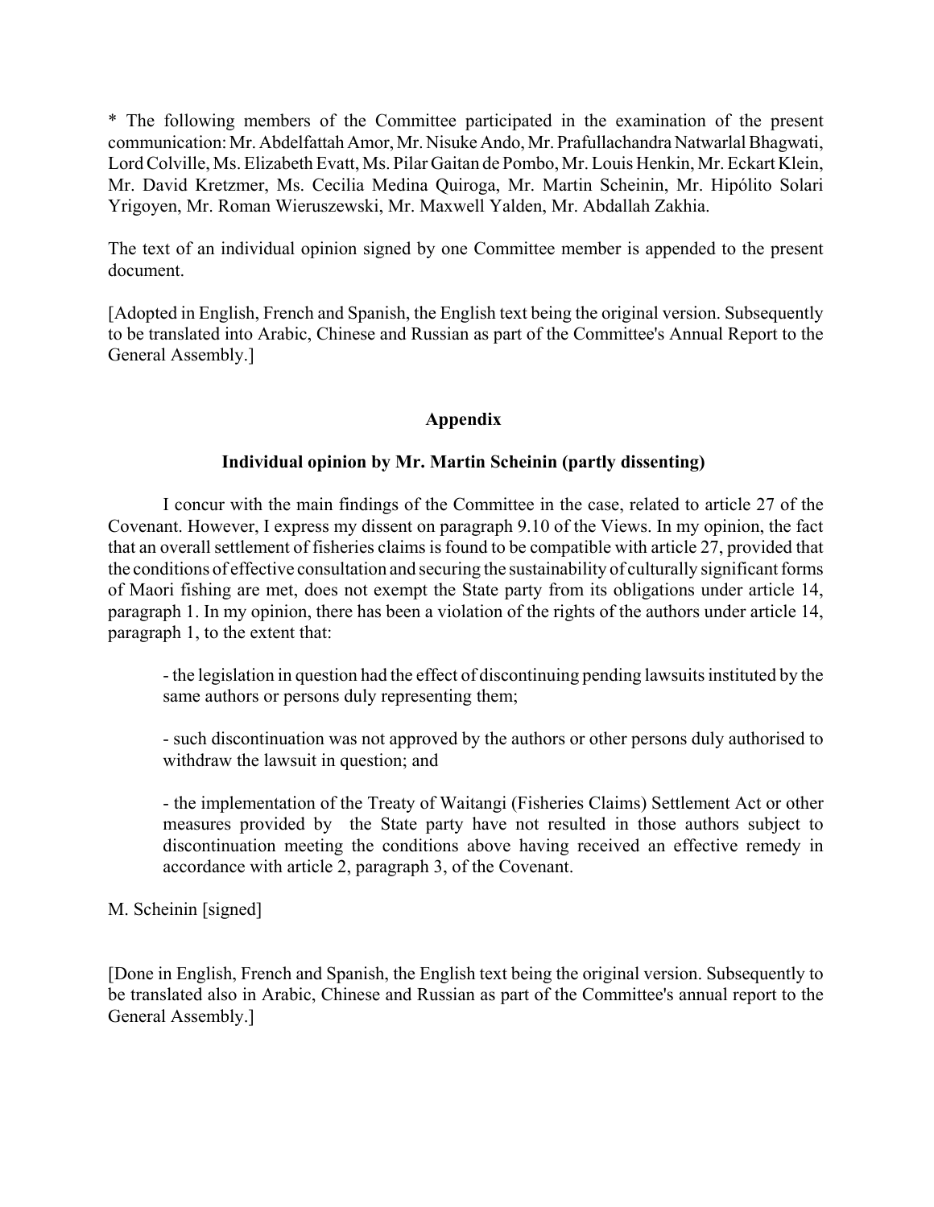* The following members of the Committee participated in the examination of the present communication: Mr. Abdelfattah Amor, Mr. Nisuke Ando, Mr. Prafullachandra Natwarlal Bhagwati, Lord Colville, Ms. Elizabeth Evatt, Ms. Pilar Gaitan de Pombo, Mr. Louis Henkin, Mr. Eckart Klein, Mr. David Kretzmer, Ms. Cecilia Medina Quiroga, Mr. Martin Scheinin, Mr. Hipólito Solari Yrigoyen, Mr. Roman Wieruszewski, Mr. Maxwell Yalden, Mr. Abdallah Zakhia.

The text of an individual opinion signed by one Committee member is appended to the present document.

[Adopted in English, French and Spanish, the English text being the original version. Subsequently to be translated into Arabic, Chinese and Russian as part of the Committee's Annual Report to the General Assembly.]

## Appendix

### Individual opinion by Mr. Martin Scheinin (partly dissenting)

I concur with the main findings of the Committee in the case, related to article 27 of the Covenant. However, I express my dissent on paragraph 9.10 of the Views. In my opinion, the fact that an overall settlement of fisheries claims is found to be compatible with article 27, provided that the conditions of effective consultation and securing the sustainability of culturally significant forms of Maori fishing are met, does not exempt the State party from its obligations under article 14, paragraph 1. In my opinion, there has been a violation of the rights of the authors under article 14, paragraph 1, to the extent that:

- the legislation in question had the effect of discontinuing pending lawsuits instituted by the same authors or persons duly representing them;

- such discontinuation was not approved by the authors or other persons duly authorised to withdraw the lawsuit in question; and

- the implementation of the Treaty of Waitangi (Fisheries Claims) Settlement Act or other measures provided by the State party have not resulted in those authors subject to discontinuation meeting the conditions above having received an effective remedy in accordance with article 2, paragraph 3, of the Covenant.

M. Scheinin [signed]

[Done in English, French and Spanish, the English text being the original version. Subsequently to be translated also in Arabic, Chinese and Russian as part of the Committee's annual report to the General Assembly.]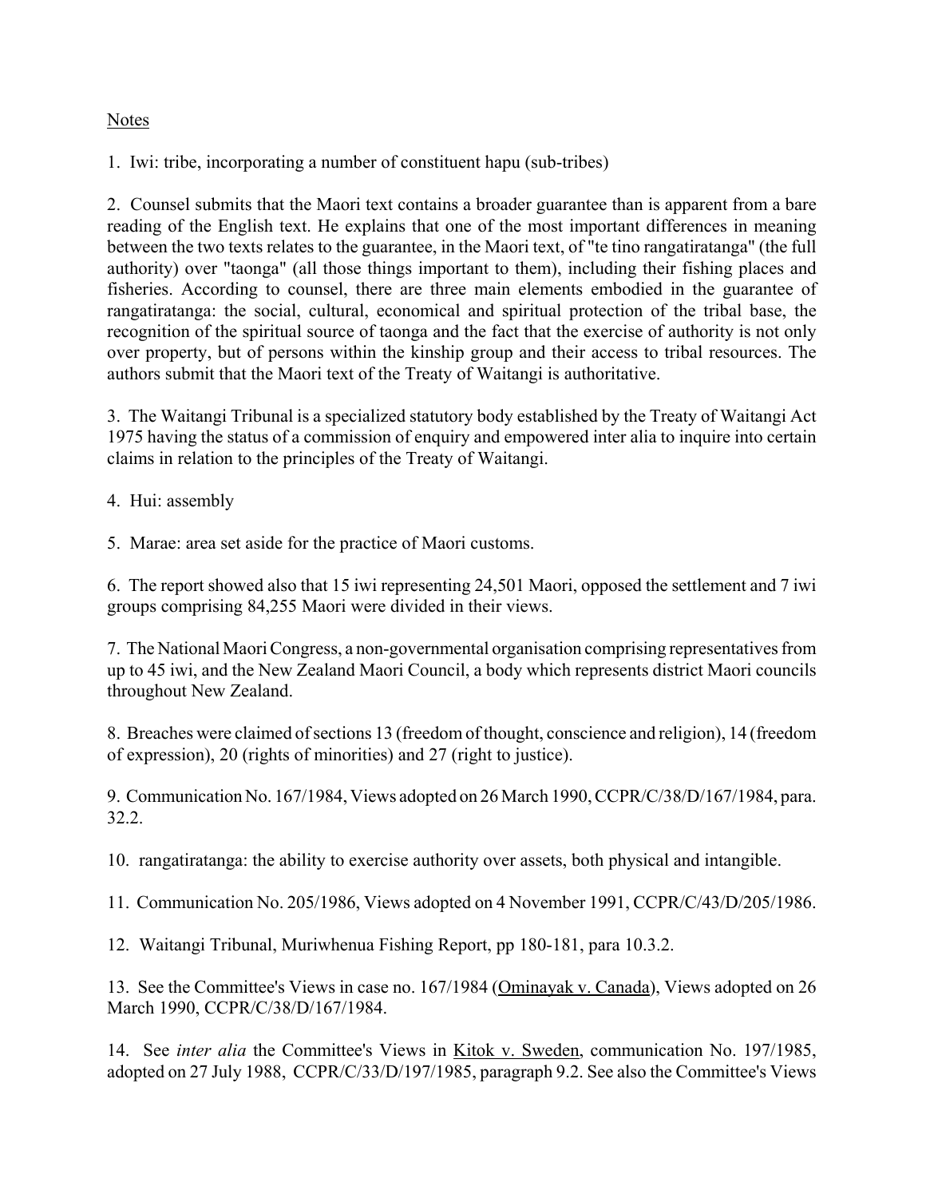Notes

1. Iwi: tribe, incorporating a number of constituent hapu (sub-tribes)

2. Counsel submits that the Maori text contains a broader guarantee than is apparent from a bare reading of the English text. He explains that one of the most important differences in meaning between the two texts relates to the guarantee, in the Maori text, of "te tino rangatiratanga" (the full authority) over "taonga" (all those things important to them), including their fishing places and fisheries. According to counsel, there are three main elements embodied in the guarantee of rangatiratanga: the social, cultural, economical and spiritual protection of the tribal base, the recognition of the spiritual source of taonga and the fact that the exercise of authority is not only over property, but of persons within the kinship group and their access to tribal resources. The authors submit that the Maori text of the Treaty of Waitangi is authoritative.

3. The Waitangi Tribunal is a specialized statutory body established by the Treaty of Waitangi Act 1975 having the status of a commission of enquiry and empowered inter alia to inquire into certain claims in relation to the principles of the Treaty of Waitangi.

4. Hui: assembly

5. Marae: area set aside for the practice of Maori customs.

6. The report showed also that 15 iwi representing 24,501 Maori, opposed the settlement and 7 iwi groups comprising 84,255 Maori were divided in their views.

7. The National Maori Congress, a non-governmental organisation comprising representatives from up to 45 iwi, and the New Zealand Maori Council, a body which represents district Maori councils throughout New Zealand.

8. Breaches were claimed of sections 13 (freedom of thought, conscience and religion), 14 (freedom of expression), 20 (rights of minorities) and 27 (right to justice).

9. Communication No. 167/1984, Views adopted on 26 March 1990, CCPR/C/38/D/167/1984, para. 32.2.

10. rangatiratanga: the ability to exercise authority over assets, both physical and intangible.

11. Communication No. 205/1986, Views adopted on 4 November 1991, CCPR/C/43/D/205/1986.

12. Waitangi Tribunal, Muriwhenua Fishing Report, pp 180-181, para 10.3.2.

13. See the Committee's Views in case no. 167/1984 (Ominayak v. Canada), Views adopted on 26 March 1990, CCPR/C/38/D/167/1984.

14. See *inter alia* the Committee's Views in Kitok v. Sweden, communication No. 197/1985, adopted on 27 July 1988, CCPR/C/33/D/197/1985, paragraph 9.2. See also the Committee's Views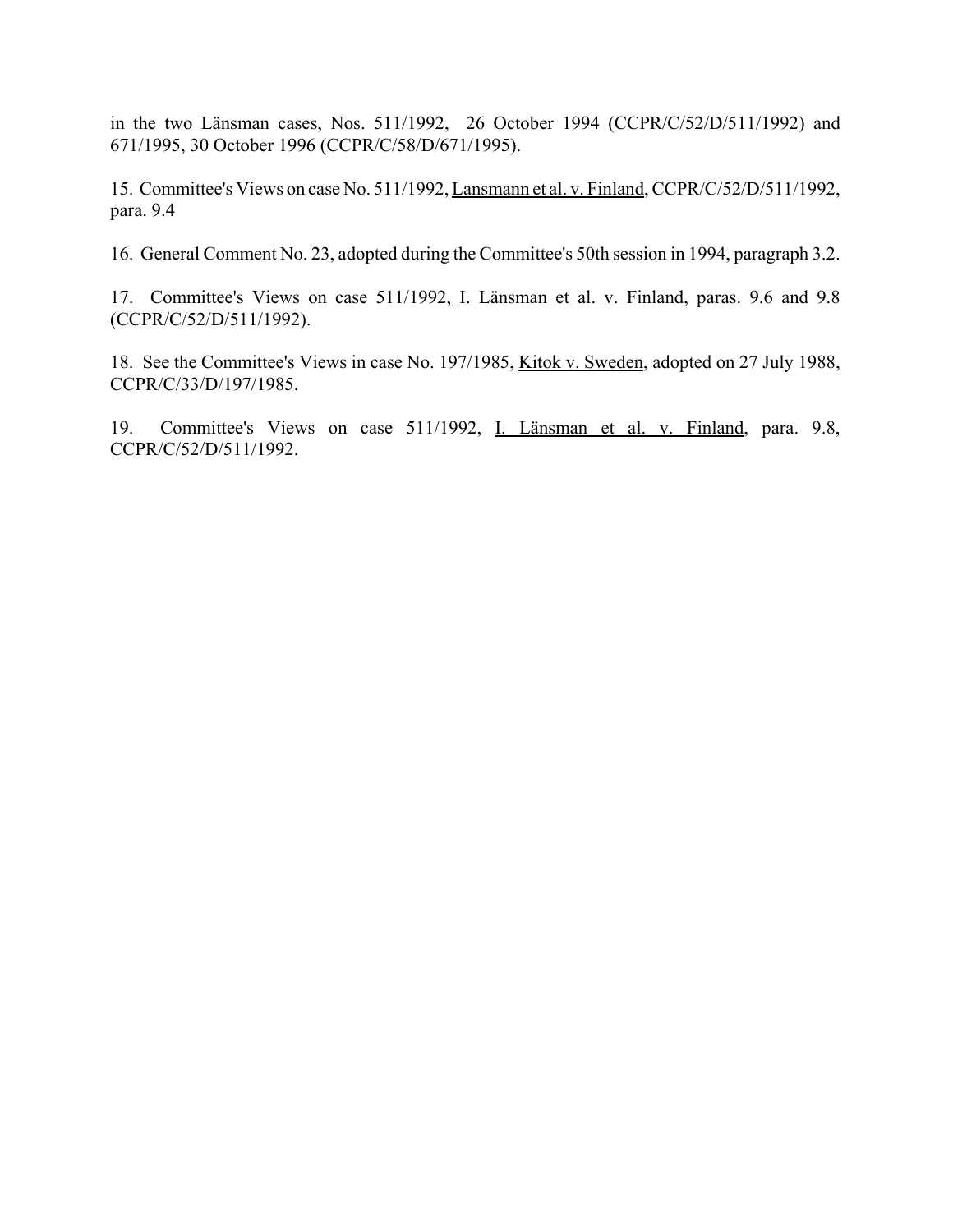in the two Länsman cases, Nos. 511/1992, 26 October 1994 (CCPR/C/52/D/511/1992) and 671/1995, 30 October 1996 (CCPR/C/58/D/671/1995).

15. Committee's Views on case No. 511/1992, Lansmann et al. v. Finland, CCPR/C/52/D/511/1992, para. 9.4

16. General Comment No. 23, adopted during the Committee's 50th session in 1994, paragraph 3.2.

17. Committee's Views on case 511/1992, I. Länsman et al. v. Finland, paras. 9.6 and 9.8 (CCPR/C/52/D/511/1992).

18. See the Committee's Views in case No. 197/1985, Kitok v. Sweden, adopted on 27 July 1988, CCPR/C/33/D/197/1985.

19. Committee's Views on case 511/1992, I. Länsman et al. v. Finland, para. 9.8, CCPR/C/52/D/511/1992.